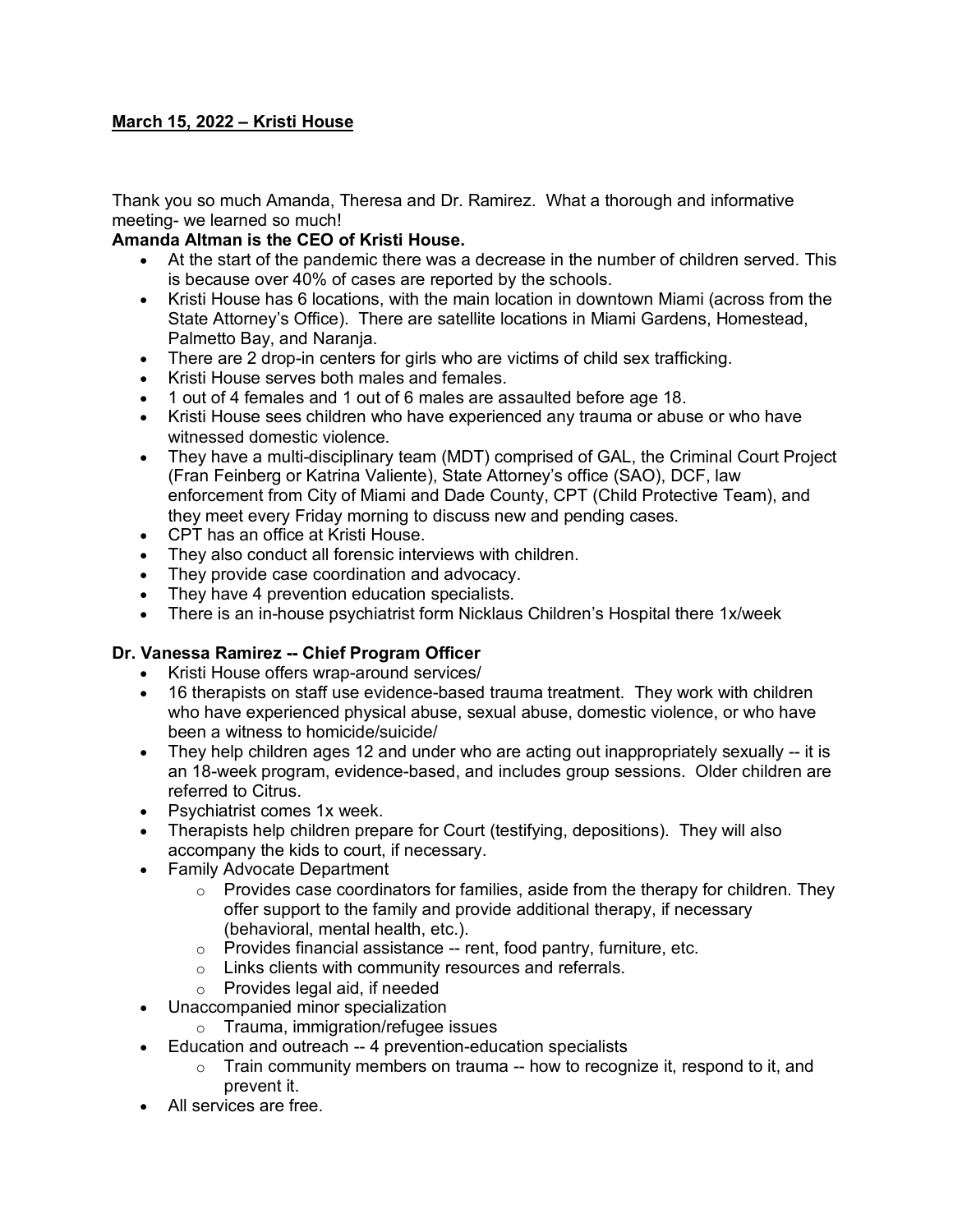**<u>March 15, 2022 – Kristi House</u>**

Thank you so much Amanda, Theresa and Dr. Ramirez. What a thorough and informative meeting- we learned so much!

**Amanda Altman is the CEO of Kristi House.**

- At the start of the pandemic there was a decrease in the number of children served. This is because over 40% of cases are reported by the schools.
- Kristi House has 6 locations, with the main location in downtown Miami (across from the State Attorney's Office). There are satellite locations in Miami Gardens, Homestead, Palmetto Bay, and Naranja.
- There are 2 drop-in centers for girls who are victims of child sex trafficking.
- Kristi House serves both males and females.
- 1 out of 4 females and 1 out of 6 males are assaulted before age 18.
- Kristi House sees children who have experienced any trauma or abuse or who have witnessed domestic violence.
- They have a multi-disciplinary team (MDT) comprised of GAL, the Criminal Court Project (Fran Feinberg or Katrina Valiente), State Attorney's office (SAO), DCF, law enforcement from City of Miami and Dade County, CPT (Child Protective Team), and they meet every Friday morning to discuss new and pending cases.
- CPT has an office at Kristi House.
- They also conduct all forensic interviews with children.
- They provide case coordination and advocacy.
- They have 4 prevention education specialists.
- There is an in-house psychiatrist form Nicklaus Children's Hospital there 1x/week

**Dr. Vanessa Ramirez -- Chief Program Officer**

- Kristi House offers wrap-around services/
- 16 therapists on staff use evidence-based trauma treatment. They work with children who have experienced physical abuse, sexual abuse, domestic violence, or who have been a witness to homicide/suicide/
- They help children ages 12 and under who are acting out inappropriately sexually -- it is an 18-week program, evidence-based, and includes group sessions. Older children are referred to Citrus.
- Psychiatrist comes 1x week.
- Therapists help children prepare for Court (testifying, depositions). They will also accompany the kids to court, if necessary.
- Family Advocate Department
  - Provides case coordinators for families, aside from the therapy for children. They offer support to the family and provide additional therapy, if necessary (behavioral, mental health, etc.).
  - Provides financial assistance -- rent, food pantry, furniture, etc.
  - Links clients with community resources and referrals.
  - Provides legal aid, if needed
- Unaccompanied minor specialization
  - Trauma, immigration/refugee issues
- Education and outreach -- 4 prevention-education specialists
  - Train community members on trauma -- how to recognize it, respond to it, and prevent it.
- All services are free.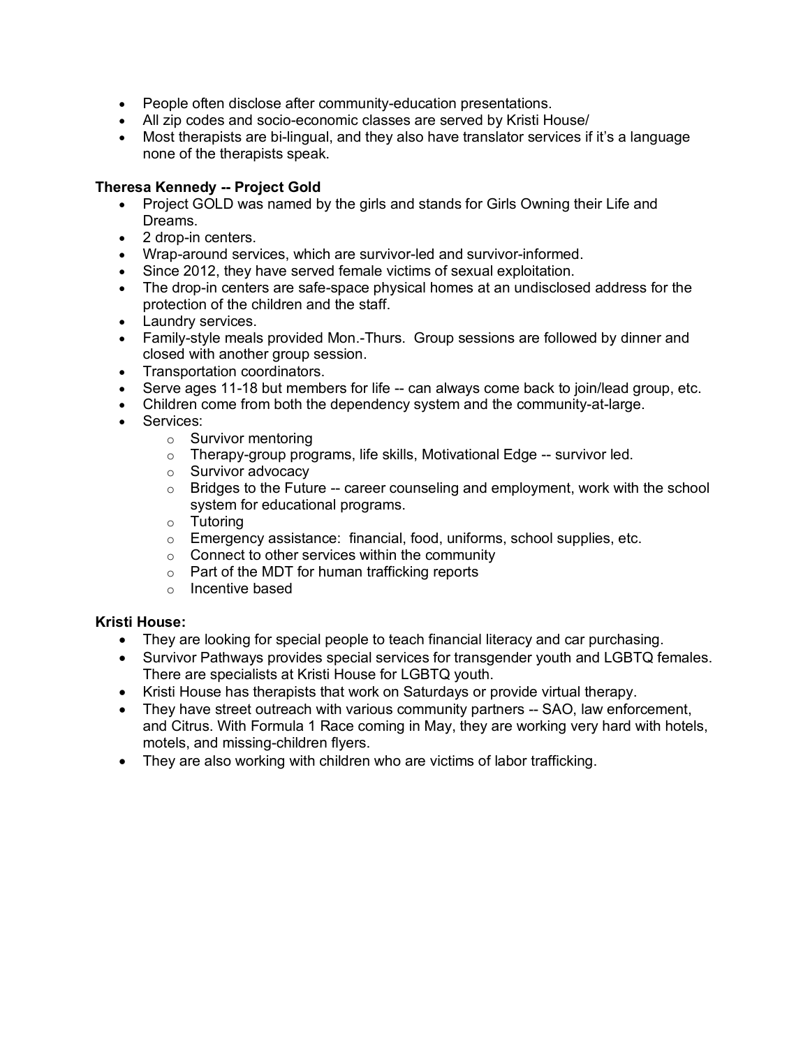- People often disclose after community-education presentations.
- All zip codes and socio-economic classes are served by Kristi House/
- Most therapists are bi-lingual, and they also have translator services if it's a language none of the therapists speak.

**Theresa Kennedy -- Project Gold**

- Project GOLD was named by the girls and stands for Girls Owning their Life and Dreams.
- 2 drop-in centers.
- Wrap-around services, which are survivor-led and survivor-informed.
- Since 2012, they have served female victims of sexual exploitation.
- The drop-in centers are safe-space physical homes at an undisclosed address for the protection of the children and the staff.
- Laundry services.
- Family-style meals provided Mon.-Thurs. Group sessions are followed by dinner and closed with another group session.
- Transportation coordinators.
- Serve ages 11-18 but members for life -- can always come back to join/lead group, etc.
- Children come from both the dependency system and the community-at-large.
- Services:
  - Survivor mentoring
  - Therapy-group programs, life skills, Motivational Edge -- survivor led.
  - Survivor advocacy
  - Bridges to the Future -- career counseling and employment, work with the school system for educational programs.
  - Tutoring
  - Emergency assistance: financial, food, uniforms, school supplies, etc.
  - Connect to other services within the community
  - Part of the MDT for human trafficking reports
  - Incentive based

**Kristi House:**

- They are looking for special people to teach financial literacy and car purchasing.
- Survivor Pathways provides special services for transgender youth and LGBTQ females. There are specialists at Kristi House for LGBTQ youth.
- Kristi House has therapists that work on Saturdays or provide virtual therapy.
- They have street outreach with various community partners -- SAO, law enforcement, and Citrus. With Formula 1 Race coming in May, they are working very hard with hotels, motels, and missing-children flyers.
- They are also working with children who are victims of labor trafficking.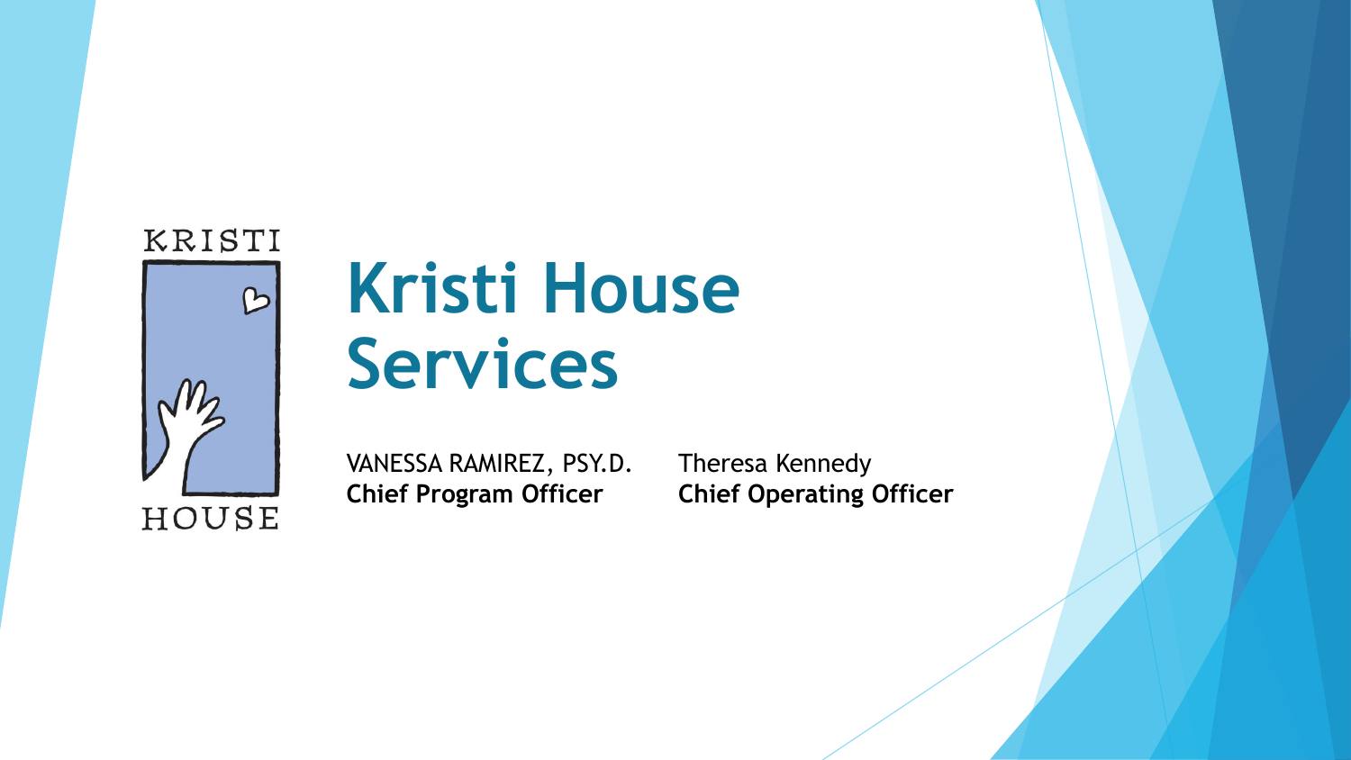# Kristi House Services

VANESSA RAMIREZ, PSY.D.
**Chief Program Officer**

Theresa Kennedy
**Chief Operating Officer**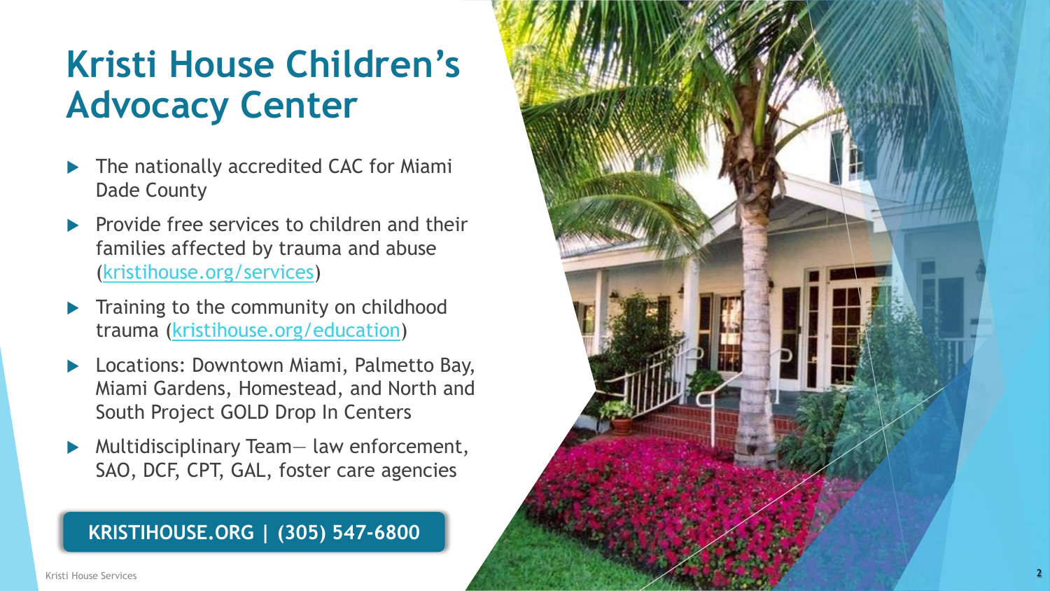# Kristi House Children's Advocacy Center

- The nationally accredited CAC for Miami Dade County
- Provide free services to children and their families affected by trauma and abuse (kristihouse.org/services)
- Training to the community on childhood trauma (kristihouse.org/education)
- Locations: Downtown Miami, Palmetto Bay, Miami Gardens, Homestead, and North and South Project GOLD Drop In Centers
- Multidisciplinary Team— law enforcement, SAO, DCF, CPT, GAL, foster care agencies

**KRISTIHOUSE.ORG | (305) 547-6800**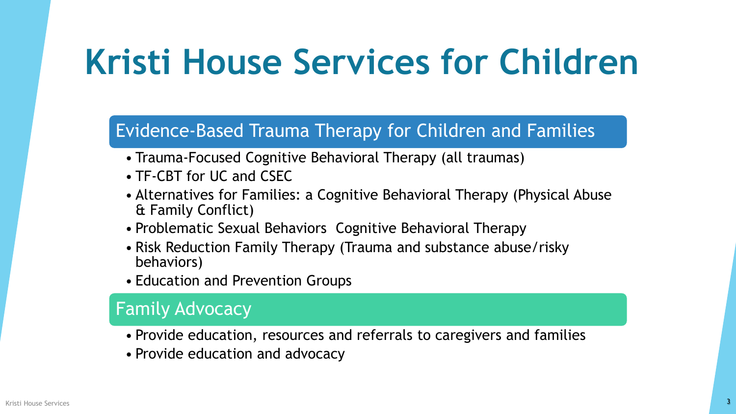# Kristi House Services for Children

## Evidence-Based Trauma Therapy for Children and Families

- Trauma-Focused Cognitive Behavioral Therapy (all traumas)
- TF-CBT for UC and CSEC
- Alternatives for Families: a Cognitive Behavioral Therapy (Physical Abuse & Family Conflict)
- Problematic Sexual Behaviors  Cognitive Behavioral Therapy
- Risk Reduction Family Therapy (Trauma and substance abuse/risky behaviors)
- Education and Prevention Groups

## Family Advocacy

- Provide education, resources and referrals to caregivers and families
- Provide education and advocacy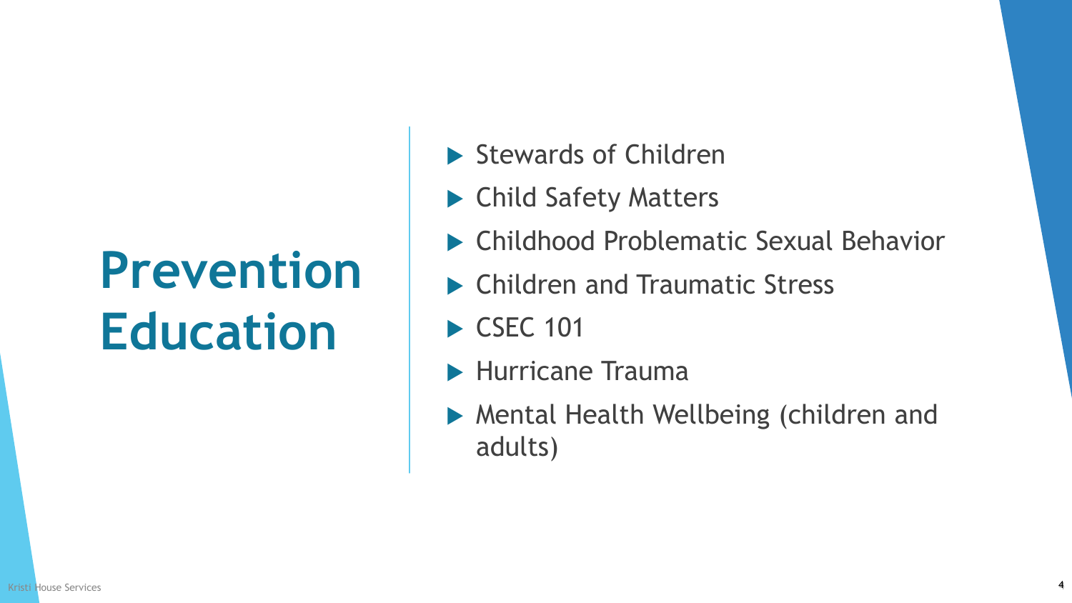# Prevention Education

- Stewards of Children
- Child Safety Matters
- Childhood Problematic Sexual Behavior
- Children and Traumatic Stress
- CSEC 101
- Hurricane Trauma
- Mental Health Wellbeing (children and adults)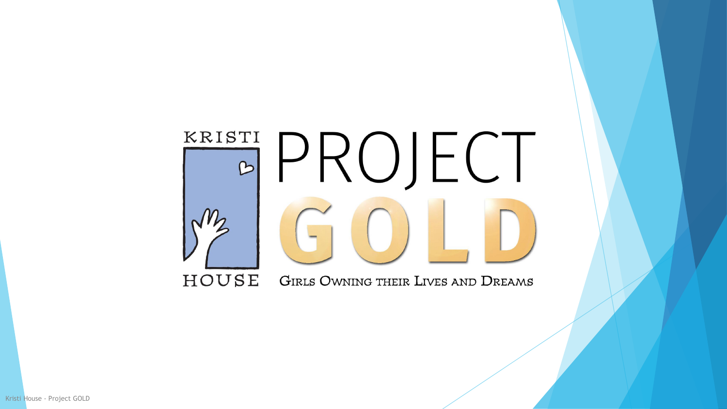# KRISTI HOUSE PROJECT GOLD

Girls Owning their Lives and Dreams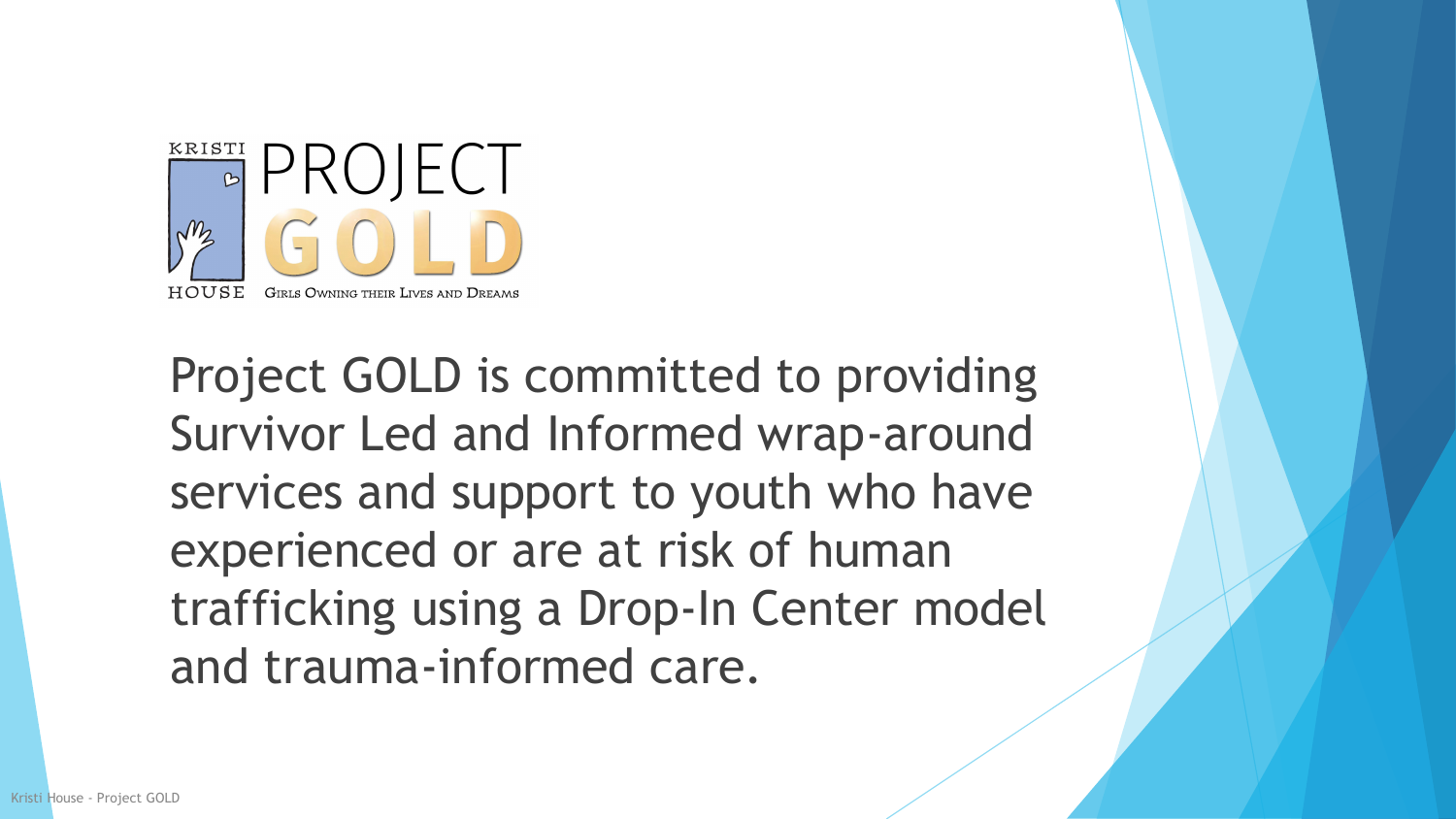KRISTI HOUSE PROJECT GOLD
GIRLS OWNING THEIR LIVES AND DREAMS

Project GOLD is committed to providing Survivor Led and Informed wrap-around services and support to youth who have experienced or are at risk of human trafficking using a Drop-In Center model and trauma-informed care.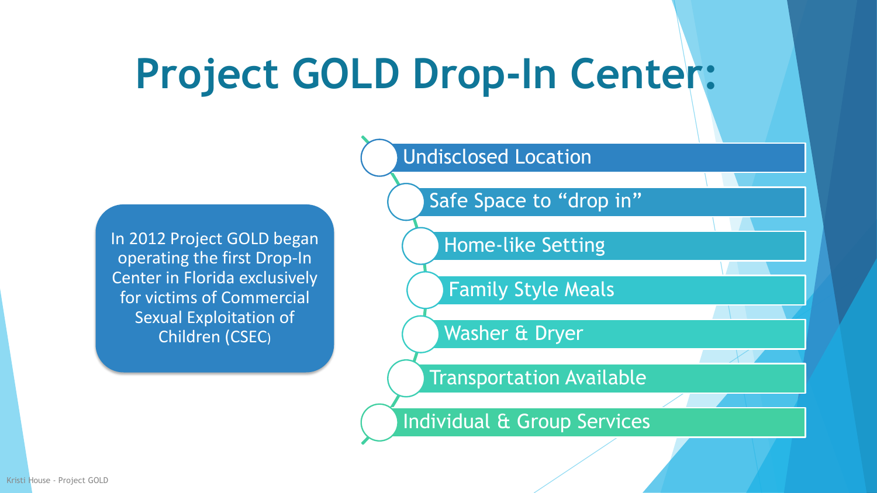# Project GOLD Drop-In Center:

In 2012 Project GOLD began operating the first Drop-In Center in Florida exclusively for victims of Commercial Sexual Exploitation of Children (CSEC)

- Undisclosed Location
- Safe Space to "drop in"
- Home-like Setting
- Family Style Meals
- Washer & Dryer
- Transportation Available
- Individual & Group Services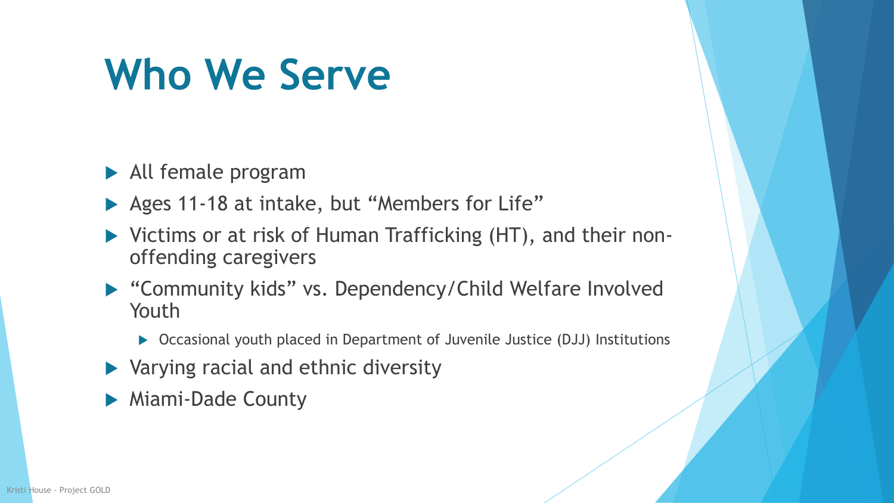# Who We Serve

- All female program
- Ages 11-18 at intake, but “Members for Life”
- Victims or at risk of Human Trafficking (HT), and their non-offending caregivers
- “Community kids” vs. Dependency/Child Welfare Involved Youth
  - Occasional youth placed in Department of Juvenile Justice (DJJ) Institutions
- Varying racial and ethnic diversity
- Miami-Dade County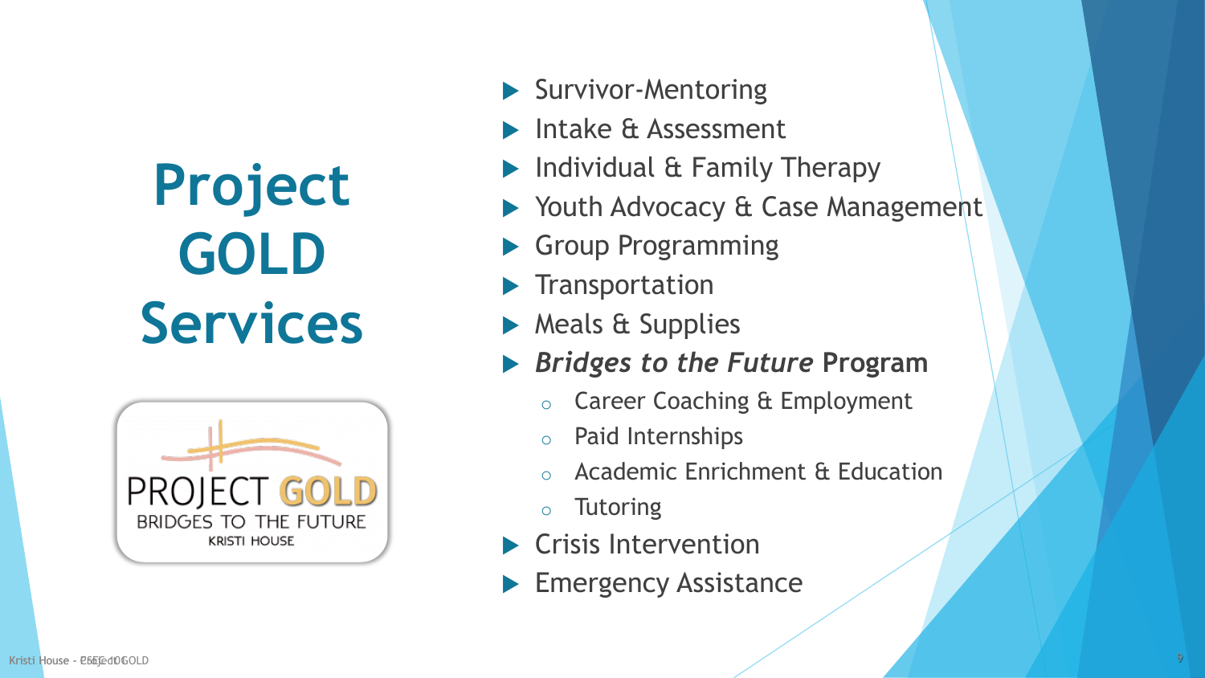# Project GOLD Services

PROJECT GOLD

BRIDGES TO THE FUTURE

KRISTI HOUSE

- Survivor-Mentoring
- Intake & Assessment
- Individual & Family Therapy
- Youth Advocacy & Case Management
- Group Programming
- Transportation
- Meals & Supplies
- ***Bridges to the Future*** **Program**
  - Career Coaching & Employment
  - Paid Internships
  - Academic Enrichment & Education
  - Tutoring
- Crisis Intervention
- Emergency Assistance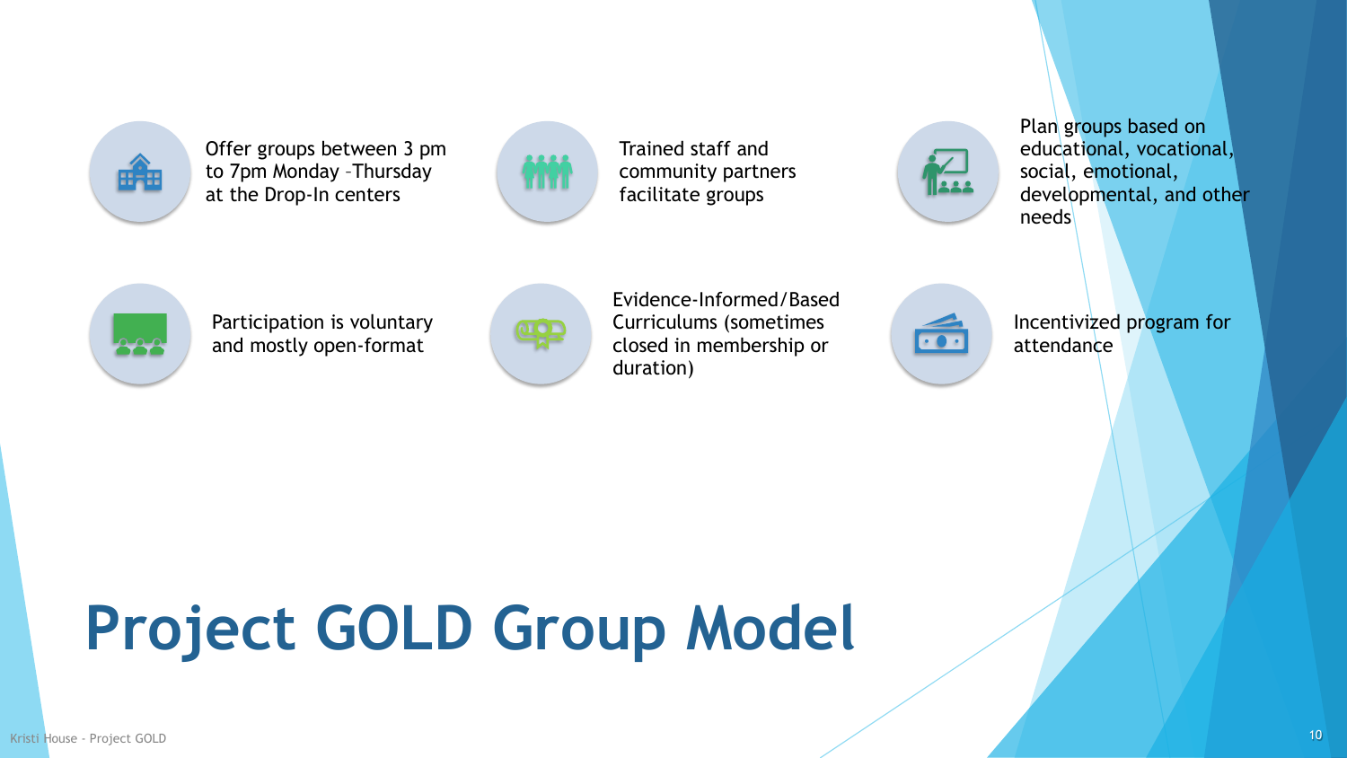# Project GOLD Group Model

- Offer groups between 3 pm to 7pm Monday –Thursday at the Drop-In centers
- Trained staff and community partners facilitate groups
- Plan groups based on educational, vocational, social, emotional, developmental, and other needs
- Participation is voluntary and mostly open-format
- Evidence-Informed/Based Curriculums (sometimes closed in membership or duration)
- Incentivized program for attendance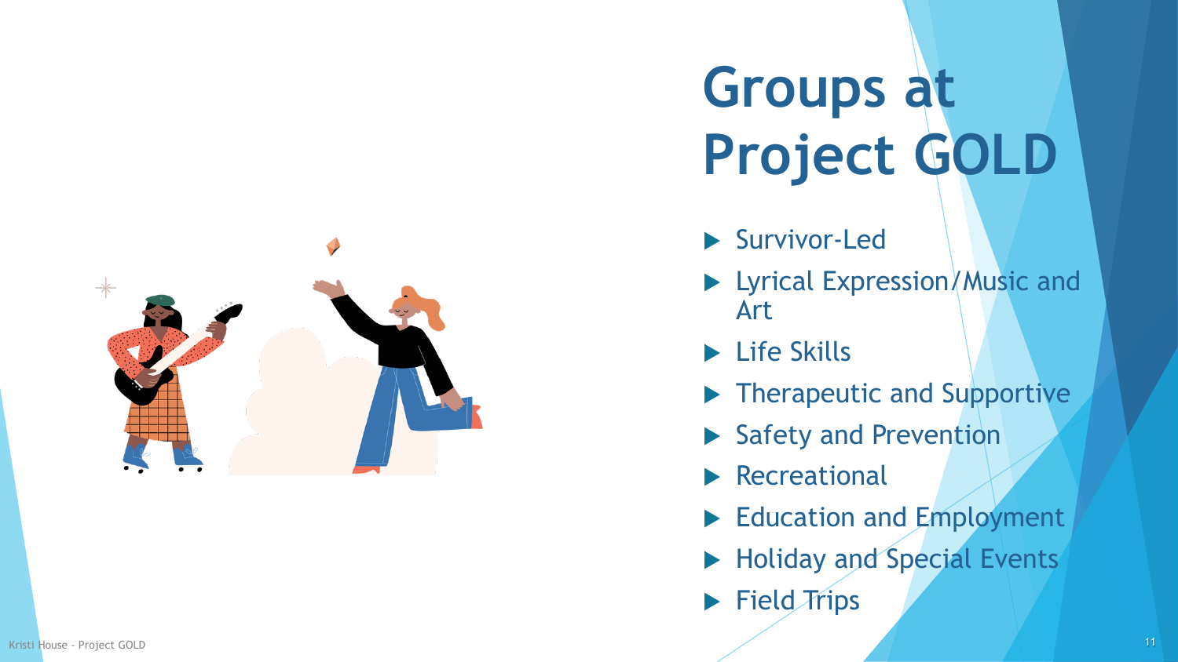# Groups at Project GOLD

- Survivor-Led
- Lyrical Expression/Music and Art
- Life Skills
- Therapeutic and Supportive
- Safety and Prevention
- Recreational
- Education and Employment
- Holiday and Special Events
- Field Trips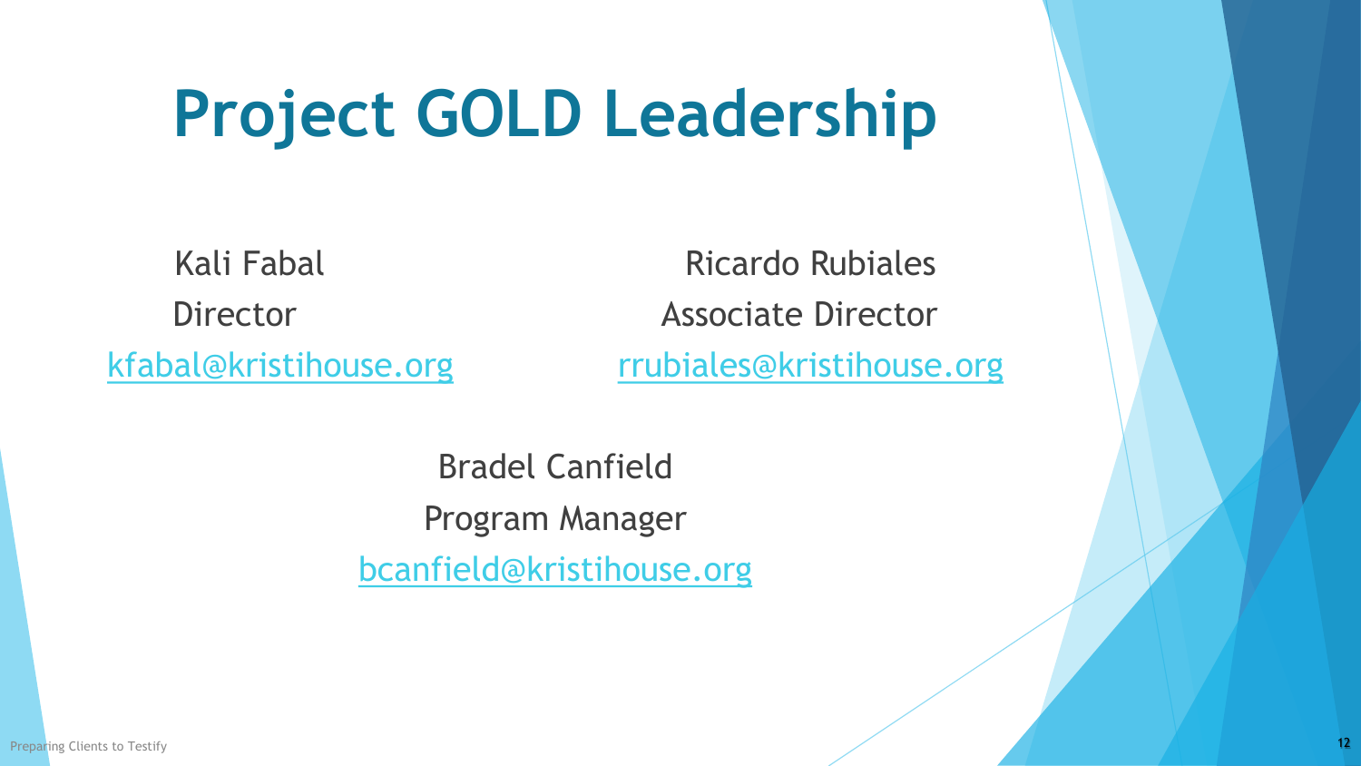# Project GOLD Leadership

Kali Fabal
Director
kfabal@kristihouse.org

Ricardo Rubiales
Associate Director
rrubiales@kristihouse.org

Bradel Canfield
Program Manager
bcanfield@kristihouse.org